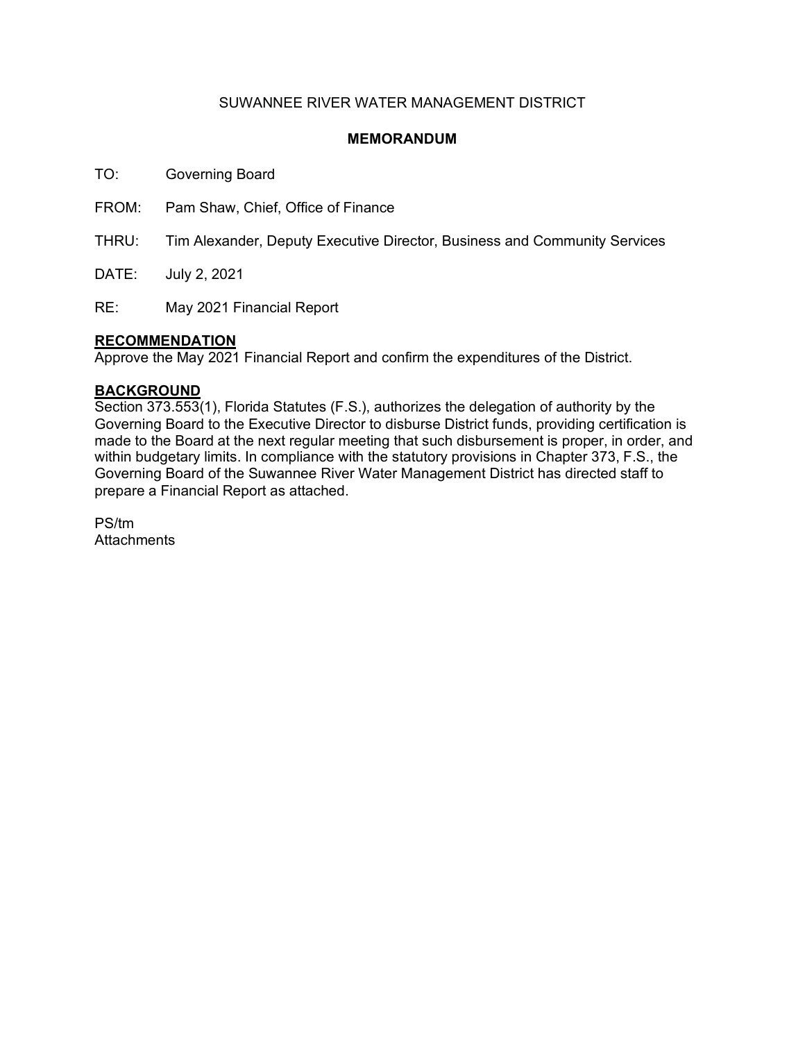SUWANNEE RIVER WATER MANAGEMENT DISTRICT

**MEMORANDUM**

TO: Governing Board

FROM: Pam Shaw, Chief, Office of Finance

THRU: Tim Alexander, Deputy Executive Director, Business and Community Services

DATE: July 2, 2021

RE: May 2021 Financial Report

**RECOMMENDATION**

Approve the May 2021 Financial Report and confirm the expenditures of the District.

**BACKGROUND**

Section 373.553(1), Florida Statutes (F.S.), authorizes the delegation of authority by the Governing Board to the Executive Director to disburse District funds, providing certification is made to the Board at the next regular meeting that such disbursement is proper, in order, and within budgetary limits. In compliance with the statutory provisions in Chapter 373, F.S., the Governing Board of the Suwannee River Water Management District has directed staff to prepare a Financial Report as attached.

PS/tm
Attachments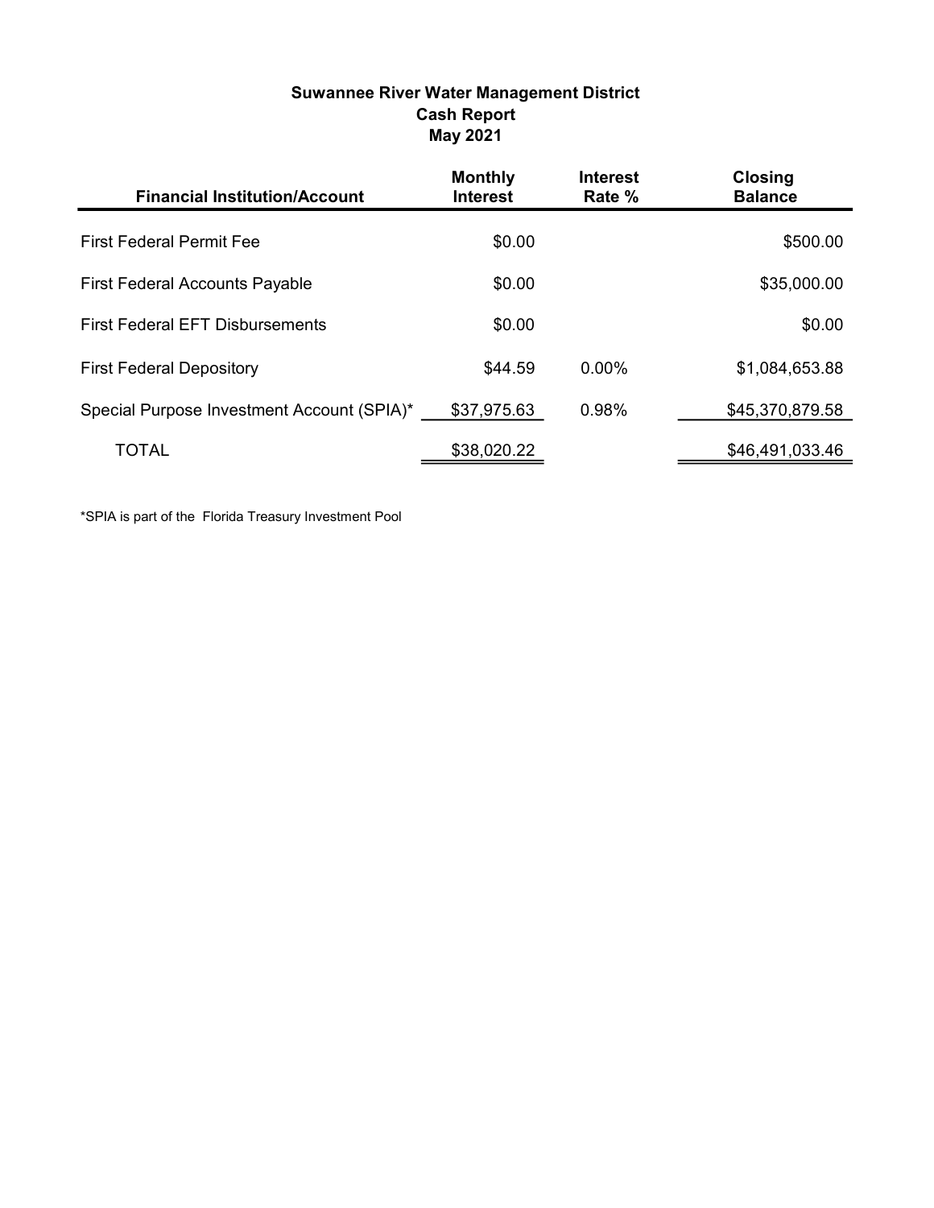# Suwannee River Water Management District
## Cash Report
## May 2021

| Financial Institution/Account | Monthly Interest | Interest Rate % | Closing Balance |
|---|---|---|---|
| First Federal Permit Fee | $0.00 | | $500.00 |
| First Federal Accounts Payable | $0.00 | | $35,000.00 |
| First Federal EFT Disbursements | $0.00 | | $0.00 |
| First Federal Depository | $44.59 | 0.00% | $1,084,653.88 |
| Special Purpose Investment Account (SPIA)* | $37,975.63 | 0.98% | $45,370,879.58 |
| TOTAL | $38,020.22 | | $46,491,033.46 |

*SPIA is part of the Florida Treasury Investment Pool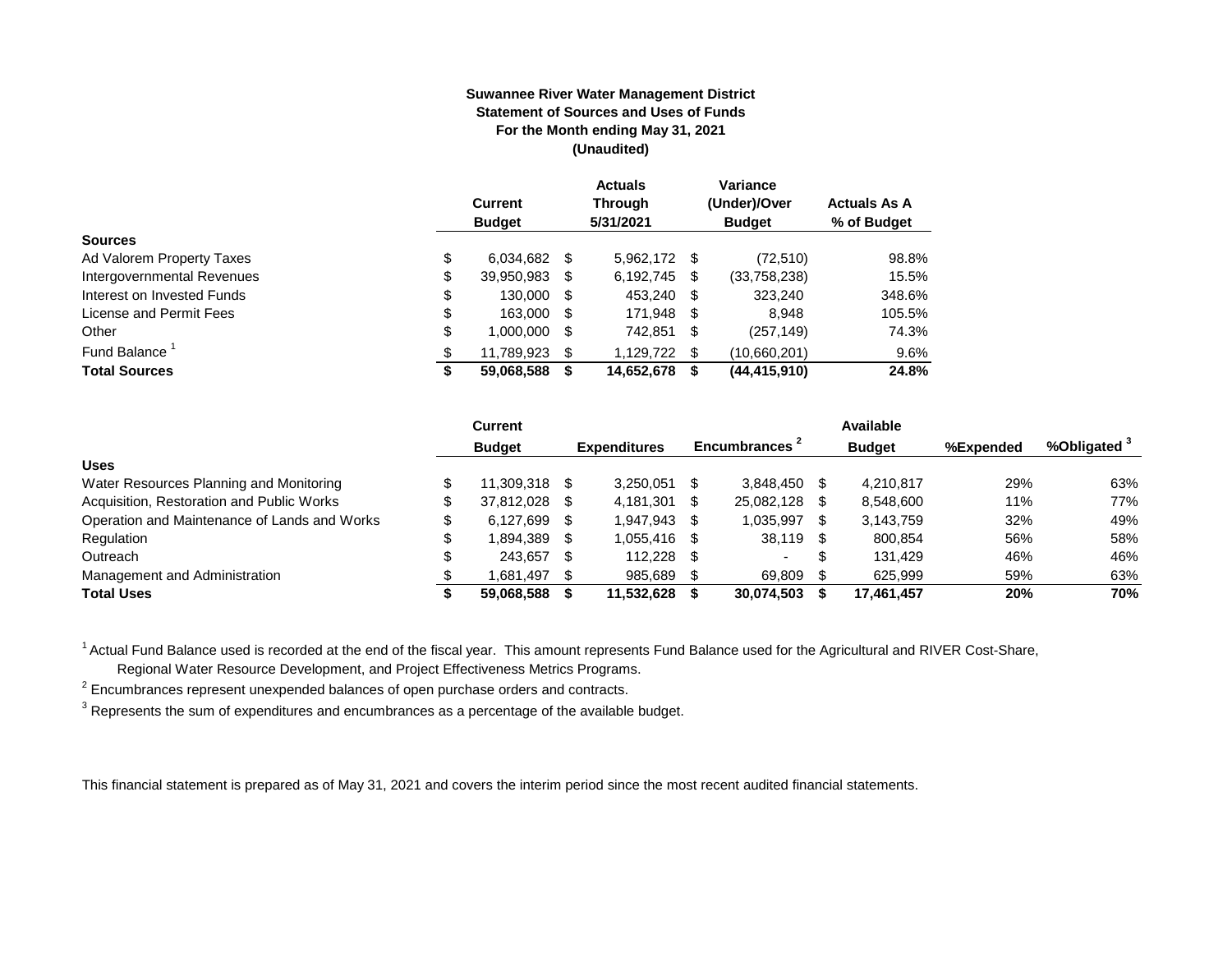**Suwannee River Water Management District**
**Statement of Sources and Uses of Funds**
**For the Month ending May 31, 2021**
**(Unaudited)**

| | Current Budget | Actuals Through 5/31/2021 | Variance (Under)/Over Budget | Actuals As A % of Budget |
|---|---|---|---|---|
| **Sources** | | | | |
| Ad Valorem Property Taxes | $ 6,034,682 | $ 5,962,172 | $ (72,510) | 98.8% |
| Intergovernmental Revenues | $ 39,950,983 | $ 6,192,745 | $ (33,758,238) | 15.5% |
| Interest on Invested Funds | $ 130,000 | $ 453,240 | $ 323,240 | 348.6% |
| License and Permit Fees | $ 163,000 | $ 171,948 | $ 8,948 | 105.5% |
| Other | $ 1,000,000 | $ 742,851 | $ (257,149) | 74.3% |
| Fund Balance [1] | $ 11,789,923 | $ 1,129,722 | $ (10,660,201) | 9.6% |
| **Total Sources** | **$ 59,068,588** | **$ 14,652,678** | **$ (44,415,910)** | **24.8%** |

| | Current Budget | Expenditures | Encumbrances [2] | Available Budget | %Expended | %Obligated [3] |
|---|---|---|---|---|---|---|
| **Uses** | | | | | | |
| Water Resources Planning and Monitoring | $ 11,309,318 | $ 3,250,051 | $ 3,848,450 | $ 4,210,817 | 29% | 63% |
| Acquisition, Restoration and Public Works | $ 37,812,028 | $ 4,181,301 | $ 25,082,128 | $ 8,548,600 | 11% | 77% |
| Operation and Maintenance of Lands and Works | $ 6,127,699 | $ 1,947,943 | $ 1,035,997 | $ 3,143,759 | 32% | 49% |
| Regulation | $ 1,894,389 | $ 1,055,416 | $ 38,119 | $ 800,854 | 56% | 58% |
| Outreach | $ 243,657 | $ 112,228 | $ - | $ 131,429 | 46% | 46% |
| Management and Administration | $ 1,681,497 | $ 985,689 | $ 69,809 | $ 625,999 | 59% | 63% |
| **Total Uses** | **$ 59,068,588** | **$ 11,532,628** | **$ 30,074,503** | **$ 17,461,457** | **20%** | **70%** |

[1] Actual Fund Balance used is recorded at the end of the fiscal year. This amount represents Fund Balance used for the Agricultural and RIVER Cost-Share, Regional Water Resource Development, and Project Effectiveness Metrics Programs.

[2] Encumbrances represent unexpended balances of open purchase orders and contracts.

[3] Represents the sum of expenditures and encumbrances as a percentage of the available budget.

This financial statement is prepared as of May 31, 2021 and covers the interim period since the most recent audited financial statements.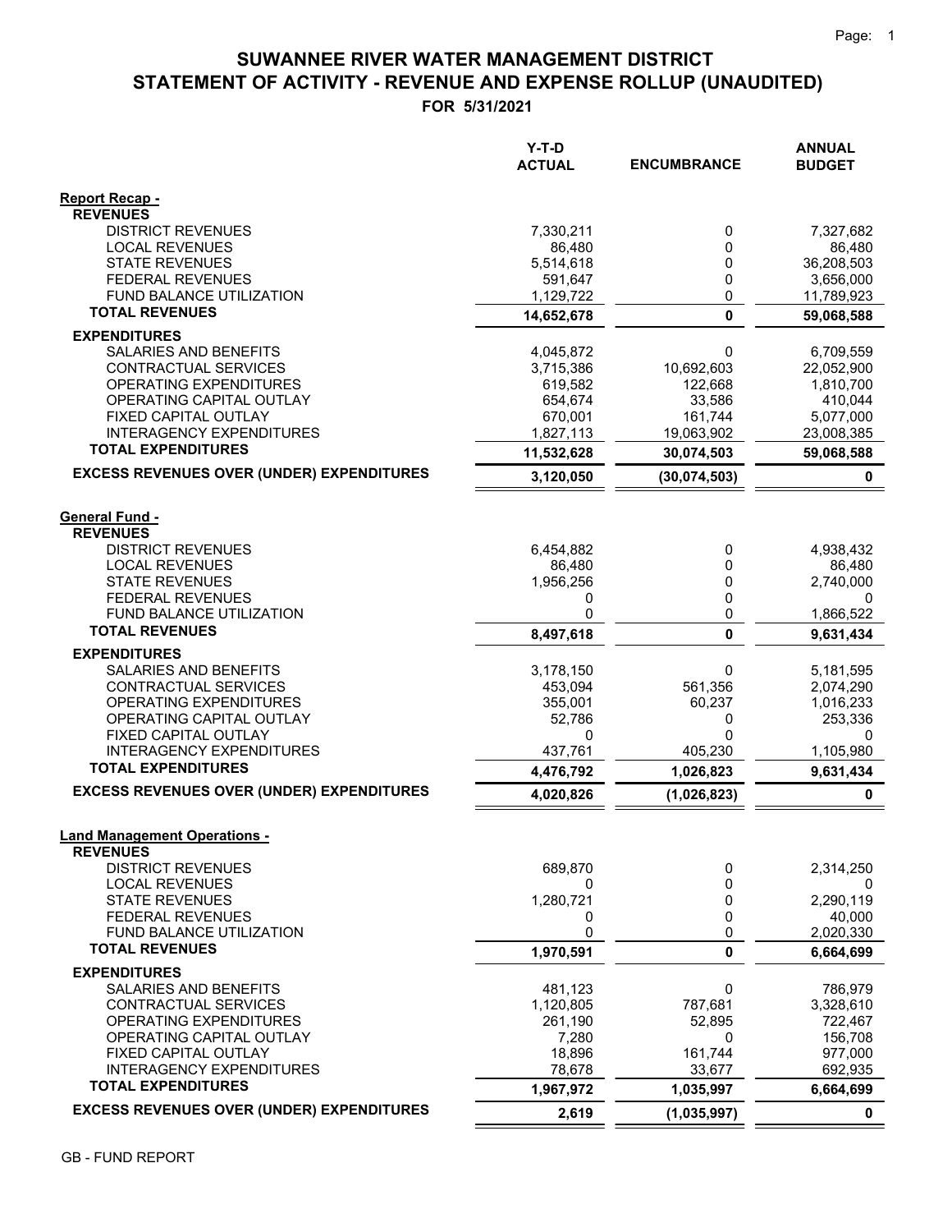# SUWANNEE RIVER WATER MANAGEMENT DISTRICT
## STATEMENT OF ACTIVITY - REVENUE AND EXPENSE ROLLUP (UNAUDITED)
### FOR 5/31/2021

| | Y-T-D ACTUAL | ENCUMBRANCE | ANNUAL BUDGET |
|---|---|---|---|
| **Report Recap -** | | | |
| **REVENUES** | | | |
| DISTRICT REVENUES | 7,330,211 | 0 | 7,327,682 |
| LOCAL REVENUES | 86,480 | 0 | 86,480 |
| STATE REVENUES | 5,514,618 | 0 | 36,208,503 |
| FEDERAL REVENUES | 591,647 | 0 | 3,656,000 |
| FUND BALANCE UTILIZATION | 1,129,722 | 0 | 11,789,923 |
| **TOTAL REVENUES** | **14,652,678** | **0** | **59,068,588** |
| **EXPENDITURES** | | | |
| SALARIES AND BENEFITS | 4,045,872 | 0 | 6,709,559 |
| CONTRACTUAL SERVICES | 3,715,386 | 10,692,603 | 22,052,900 |
| OPERATING EXPENDITURES | 619,582 | 122,668 | 1,810,700 |
| OPERATING CAPITAL OUTLAY | 654,674 | 33,586 | 410,044 |
| FIXED CAPITAL OUTLAY | 670,001 | 161,744 | 5,077,000 |
| INTERAGENCY EXPENDITURES | 1,827,113 | 19,063,902 | 23,008,385 |
| **TOTAL EXPENDITURES** | **11,532,628** | **30,074,503** | **59,068,588** |
| **EXCESS REVENUES OVER (UNDER) EXPENDITURES** | **3,120,050** | **(30,074,503)** | **0** |
| **General Fund -** | | | |
| **REVENUES** | | | |
| DISTRICT REVENUES | 6,454,882 | 0 | 4,938,432 |
| LOCAL REVENUES | 86,480 | 0 | 86,480 |
| STATE REVENUES | 1,956,256 | 0 | 2,740,000 |
| FEDERAL REVENUES | 0 | 0 | 0 |
| FUND BALANCE UTILIZATION | 0 | 0 | 1,866,522 |
| **TOTAL REVENUES** | **8,497,618** | **0** | **9,631,434** |
| **EXPENDITURES** | | | |
| SALARIES AND BENEFITS | 3,178,150 | 0 | 5,181,595 |
| CONTRACTUAL SERVICES | 453,094 | 561,356 | 2,074,290 |
| OPERATING EXPENDITURES | 355,001 | 60,237 | 1,016,233 |
| OPERATING CAPITAL OUTLAY | 52,786 | 0 | 253,336 |
| FIXED CAPITAL OUTLAY | 0 | 0 | 0 |
| INTERAGENCY EXPENDITURES | 437,761 | 405,230 | 1,105,980 |
| **TOTAL EXPENDITURES** | **4,476,792** | **1,026,823** | **9,631,434** |
| **EXCESS REVENUES OVER (UNDER) EXPENDITURES** | **4,020,826** | **(1,026,823)** | **0** |
| **Land Management Operations -** | | | |
| **REVENUES** | | | |
| DISTRICT REVENUES | 689,870 | 0 | 2,314,250 |
| LOCAL REVENUES | 0 | 0 | 0 |
| STATE REVENUES | 1,280,721 | 0 | 2,290,119 |
| FEDERAL REVENUES | 0 | 0 | 40,000 |
| FUND BALANCE UTILIZATION | 0 | 0 | 2,020,330 |
| **TOTAL REVENUES** | **1,970,591** | **0** | **6,664,699** |
| **EXPENDITURES** | | | |
| SALARIES AND BENEFITS | 481,123 | 0 | 786,979 |
| CONTRACTUAL SERVICES | 1,120,805 | 787,681 | 3,328,610 |
| OPERATING EXPENDITURES | 261,190 | 52,895 | 722,467 |
| OPERATING CAPITAL OUTLAY | 7,280 | 0 | 156,708 |
| FIXED CAPITAL OUTLAY | 18,896 | 161,744 | 977,000 |
| INTERAGENCY EXPENDITURES | 78,678 | 33,677 | 692,935 |
| **TOTAL EXPENDITURES** | **1,967,972** | **1,035,997** | **6,664,699** |
| **EXCESS REVENUES OVER (UNDER) EXPENDITURES** | **2,619** | **(1,035,997)** | **0** |

GB - FUND REPORT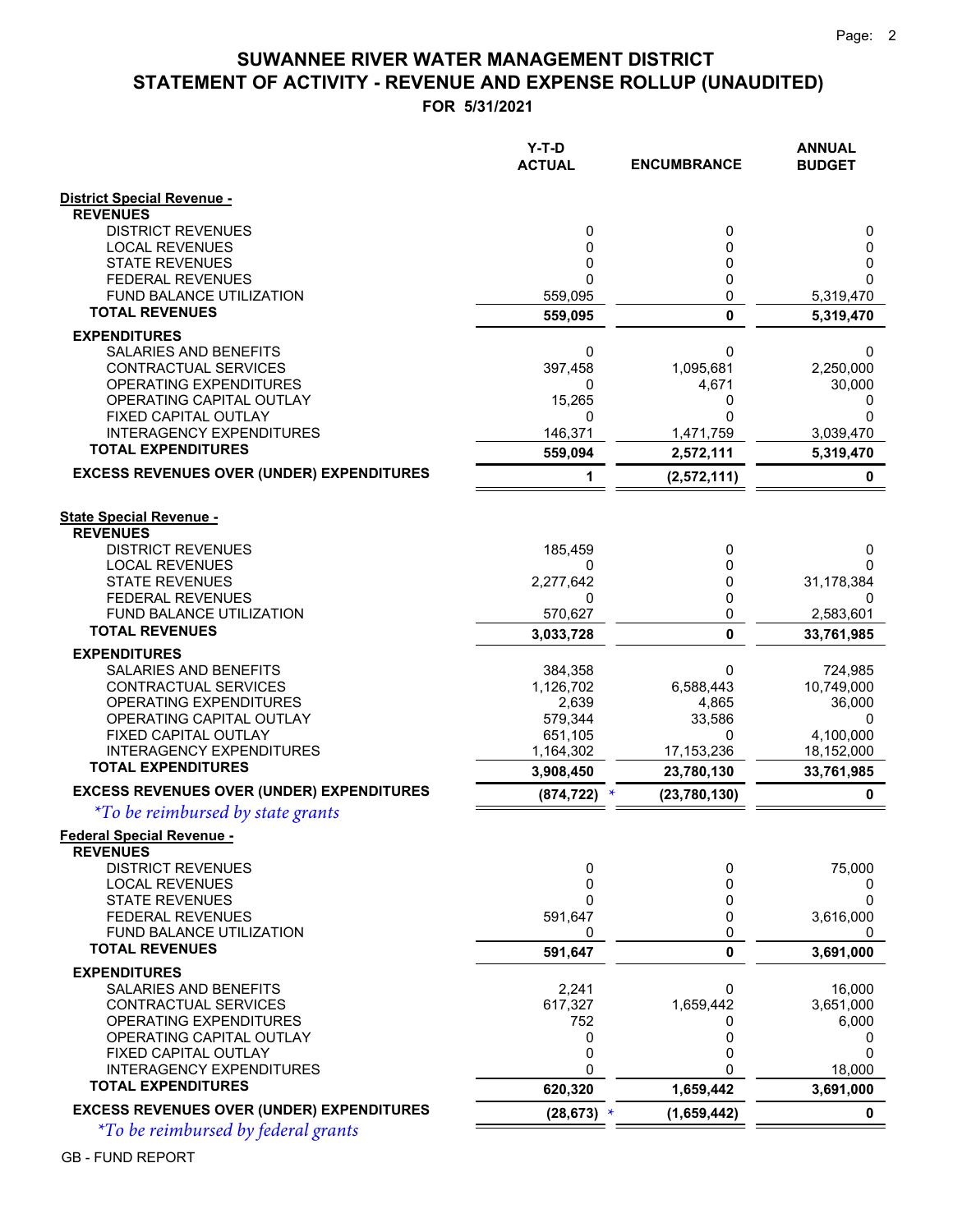# SUWANNEE RIVER WATER MANAGEMENT DISTRICT
## STATEMENT OF ACTIVITY - REVENUE AND EXPENSE ROLLUP (UNAUDITED)
### FOR 5/31/2021

| | Y-T-D ACTUAL | ENCUMBRANCE | ANNUAL BUDGET |
|---|---|---|---|
| **District Special Revenue -** | | | |
| **REVENUES** | | | |
| DISTRICT REVENUES | 0 | 0 | 0 |
| LOCAL REVENUES | 0 | 0 | 0 |
| STATE REVENUES | 0 | 0 | 0 |
| FEDERAL REVENUES | 0 | 0 | 0 |
| FUND BALANCE UTILIZATION | 559,095 | 0 | 5,319,470 |
| **TOTAL REVENUES** | **559,095** | **0** | **5,319,470** |
| **EXPENDITURES** | | | |
| SALARIES AND BENEFITS | 0 | 0 | 0 |
| CONTRACTUAL SERVICES | 397,458 | 1,095,681 | 2,250,000 |
| OPERATING EXPENDITURES | 0 | 4,671 | 30,000 |
| OPERATING CAPITAL OUTLAY | 15,265 | 0 | 0 |
| FIXED CAPITAL OUTLAY | 0 | 0 | 0 |
| INTERAGENCY EXPENDITURES | 146,371 | 1,471,759 | 3,039,470 |
| **TOTAL EXPENDITURES** | **559,094** | **2,572,111** | **5,319,470** |
| **EXCESS REVENUES OVER (UNDER) EXPENDITURES** | **1** | **(2,572,111)** | **0** |
| **State Special Revenue -** | | | |
| **REVENUES** | | | |
| DISTRICT REVENUES | 185,459 | 0 | 0 |
| LOCAL REVENUES | 0 | 0 | 0 |
| STATE REVENUES | 2,277,642 | 0 | 31,178,384 |
| FEDERAL REVENUES | 0 | 0 | 0 |
| FUND BALANCE UTILIZATION | 570,627 | 0 | 2,583,601 |
| **TOTAL REVENUES** | **3,033,728** | **0** | **33,761,985** |
| **EXPENDITURES** | | | |
| SALARIES AND BENEFITS | 384,358 | 0 | 724,985 |
| CONTRACTUAL SERVICES | 1,126,702 | 6,588,443 | 10,749,000 |
| OPERATING EXPENDITURES | 2,639 | 4,865 | 36,000 |
| OPERATING CAPITAL OUTLAY | 579,344 | 33,586 | 0 |
| FIXED CAPITAL OUTLAY | 651,105 | 0 | 4,100,000 |
| INTERAGENCY EXPENDITURES | 1,164,302 | 17,153,236 | 18,152,000 |
| **TOTAL EXPENDITURES** | **3,908,450** | **23,780,130** | **33,761,985** |
| **EXCESS REVENUES OVER (UNDER) EXPENDITURES** | **(874,722)** * | **(23,780,130)** | **0** |
| *\*To be reimbursed by state grants* | | | |
| **Federal Special Revenue -** | | | |
| **REVENUES** | | | |
| DISTRICT REVENUES | 0 | 0 | 75,000 |
| LOCAL REVENUES | 0 | 0 | 0 |
| STATE REVENUES | 0 | 0 | 0 |
| FEDERAL REVENUES | 591,647 | 0 | 3,616,000 |
| FUND BALANCE UTILIZATION | 0 | 0 | 0 |
| **TOTAL REVENUES** | **591,647** | **0** | **3,691,000** |
| **EXPENDITURES** | | | |
| SALARIES AND BENEFITS | 2,241 | 0 | 16,000 |
| CONTRACTUAL SERVICES | 617,327 | 1,659,442 | 3,651,000 |
| OPERATING EXPENDITURES | 752 | 0 | 6,000 |
| OPERATING CAPITAL OUTLAY | 0 | 0 | 0 |
| FIXED CAPITAL OUTLAY | 0 | 0 | 0 |
| INTERAGENCY EXPENDITURES | 0 | 0 | 18,000 |
| **TOTAL EXPENDITURES** | **620,320** | **1,659,442** | **3,691,000** |
| **EXCESS REVENUES OVER (UNDER) EXPENDITURES** | **(28,673)** * | **(1,659,442)** | **0** |
| *\*To be reimbursed by federal grants* | | | |

GB - FUND REPORT